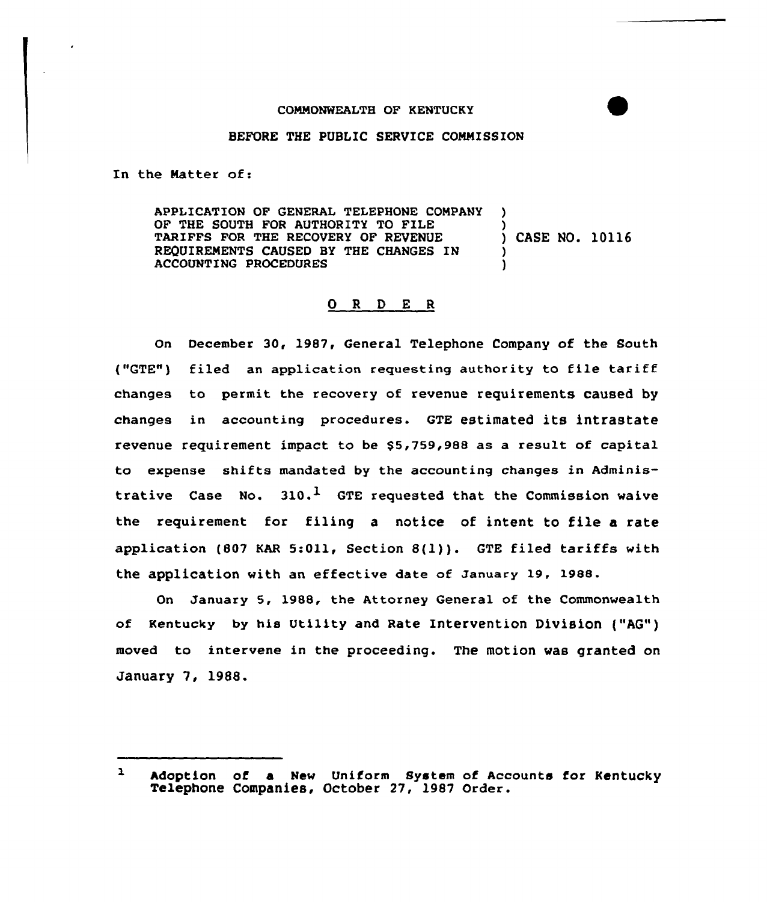COMMONWEALTH OF KENTUCKY

BEFORE THE PUBLIC SERVICE COMMISSION

In the Matter of:

| | | |
|---|---|---|
| APPLICATION OF GENERAL TELEPHONE COMPANY OF THE SOUTH FOR AUTHORITY TO FILE TARIFFS FOR THE RECOVERY OF REVENUE REQUIREMENTS CAUSED BY THE CHANGES IN ACCOUNTING PROCEDURES | ) | CASE NO. 10116 |

## O R D E R

On December 30, 1987, General Telephone Company of the South ("GTE") filed an application requesting authority to file tariff changes to permit the recovery of revenue requirements caused by changes in accounting procedures. GTE estimated its intrastate revenue requirement impact to be $5,759,988 as a result of capital to expense shifts mandated by the accounting changes in Administrative Case No. 310.[1] GTE requested that the Commission waive the requirement for filing a notice of intent to file a rate application (807 KAR 5:011, Section 8(1)). GTE filed tariffs with the application with an effective date of January 19, 1988.

On January 5, 1988, the Attorney General of the Commonwealth of Kentucky by his Utility and Rate Intervention Division ("AG") moved to intervene in the proceeding. The motion was granted on January 7, 1988.

---

[1] Adoption of a New Uniform System of Accounts for Kentucky Telephone Companies, October 27, 1987 Order.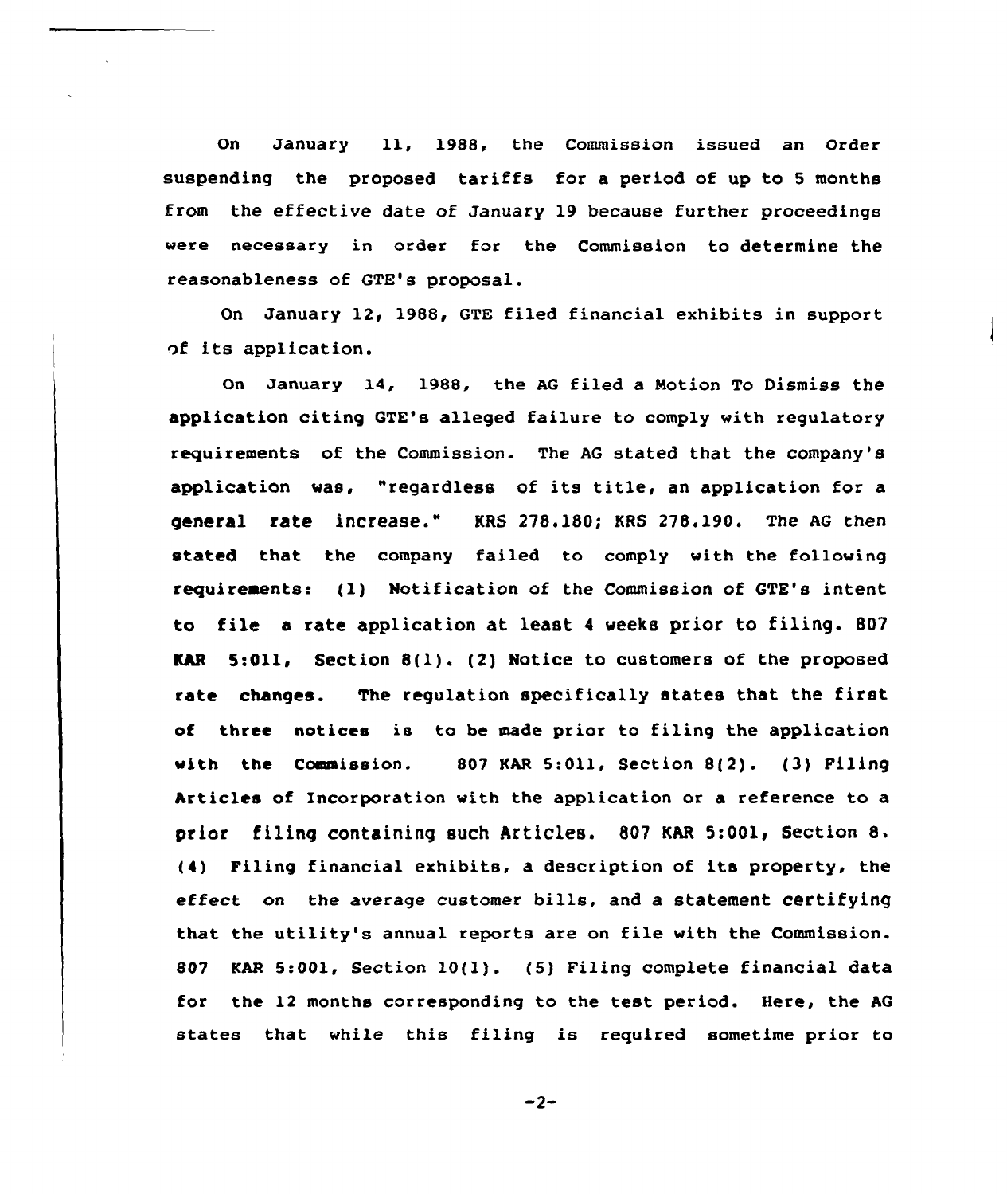On January 11, 1988, the Commission issued an Order suspending the proposed tariffs for a period of up to 5 months from the effective date of January 19 because further proceedings were necessary in order for the Commission to determine the reasonableness of GTE's proposal.

On January 12, 1988, GTE filed financial exhibits in support of its application.

On January 14, 1988, the AG filed a Motion To Dismiss the application citing GTE's alleged failure to comply with regulatory requirements of the Commission. The AG stated that the company's application was, "regardless of its title, an application for a general rate increase." KRS 278.180; KRS 278.190. The AG then stated that the company failed to comply with the following requirements: (1) Notification of the Commission of GTE's intent to file a rate application at least 4 weeks prior to filing. 807 KAR 5:011, Section 8(1). (2) Notice to customers of the proposed rate changes. The regulation specifically states that the first of three notices is to be made prior to filing the application with the Commission. 807 KAR 5:011, Section 8(2). (3) Filing Articles of Incorporation with the application or a reference to a prior filing containing such Articles. 807 KAR 5:001, Section 8. (4) Filing financial exhibits, a description of its property, the effect on the average customer bills, and a statement certifying that the utility's annual reports are on file with the Commission. 807 KAR 5:001, Section 10(1). (5) Filing complete financial data for the 12 months corresponding to the test period. Here, the AG states that while this filing is required sometime prior to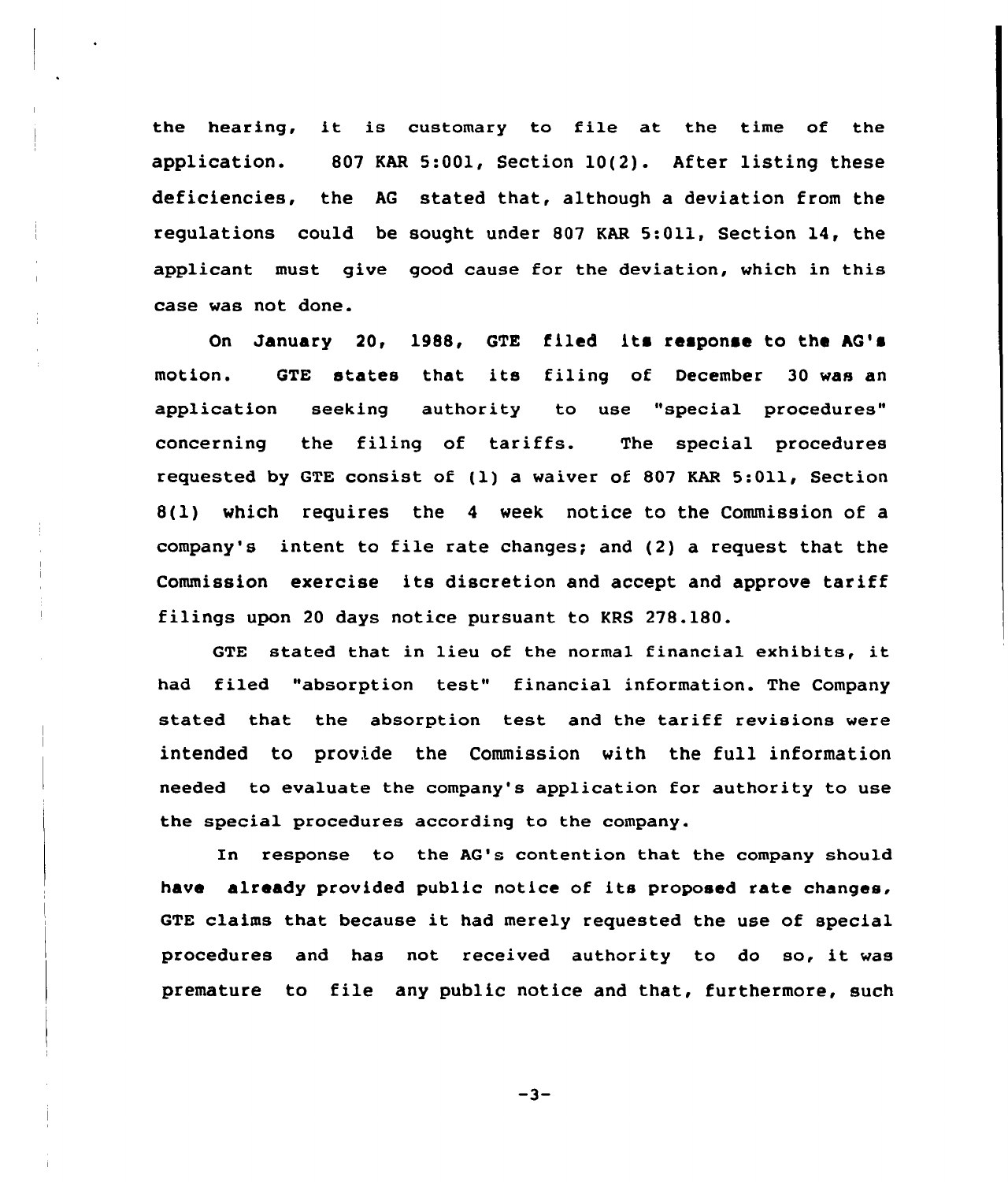the hearing, it is customary to file at the time of the application. 807 KAR 5:001, Section 10(2). After listing these deficiencies, the AG stated that, although a deviation from the regulations could be sought under 807 KAR 5:011, Section 14, the applicant must give good cause for the deviation, which in this case was not done.

On January 20, 1988, GTE filed its response to the AG's motion. GTE states that its filing of December 30 was an application seeking authority to use "special procedures" concerning the filing of tariffs. The special procedures requested by GTE consist of (1) a waiver of 807 KAR 5:011, Section 8(1) which requires the 4 week notice to the Commission of a company's intent to file rate changes; and (2) a request that the Commission exercise its discretion and accept and approve tariff filings upon 20 days notice pursuant to KRS 278.180.

GTE stated that in lieu of the normal financial exhibits, it had filed "absorption test" financial information. The Company stated that the absorption test and the tariff revisions were intended to provide the Commission with the full information needed to evaluate the company's application for authority to use the special procedures according to the company.

In response to the AG's contention that the company should have already provided public notice of its proposed rate changes, GTE claims that because it had merely requested the use of special procedures and has not received authority to do so, it was premature to file any public notice and that, furthermore, such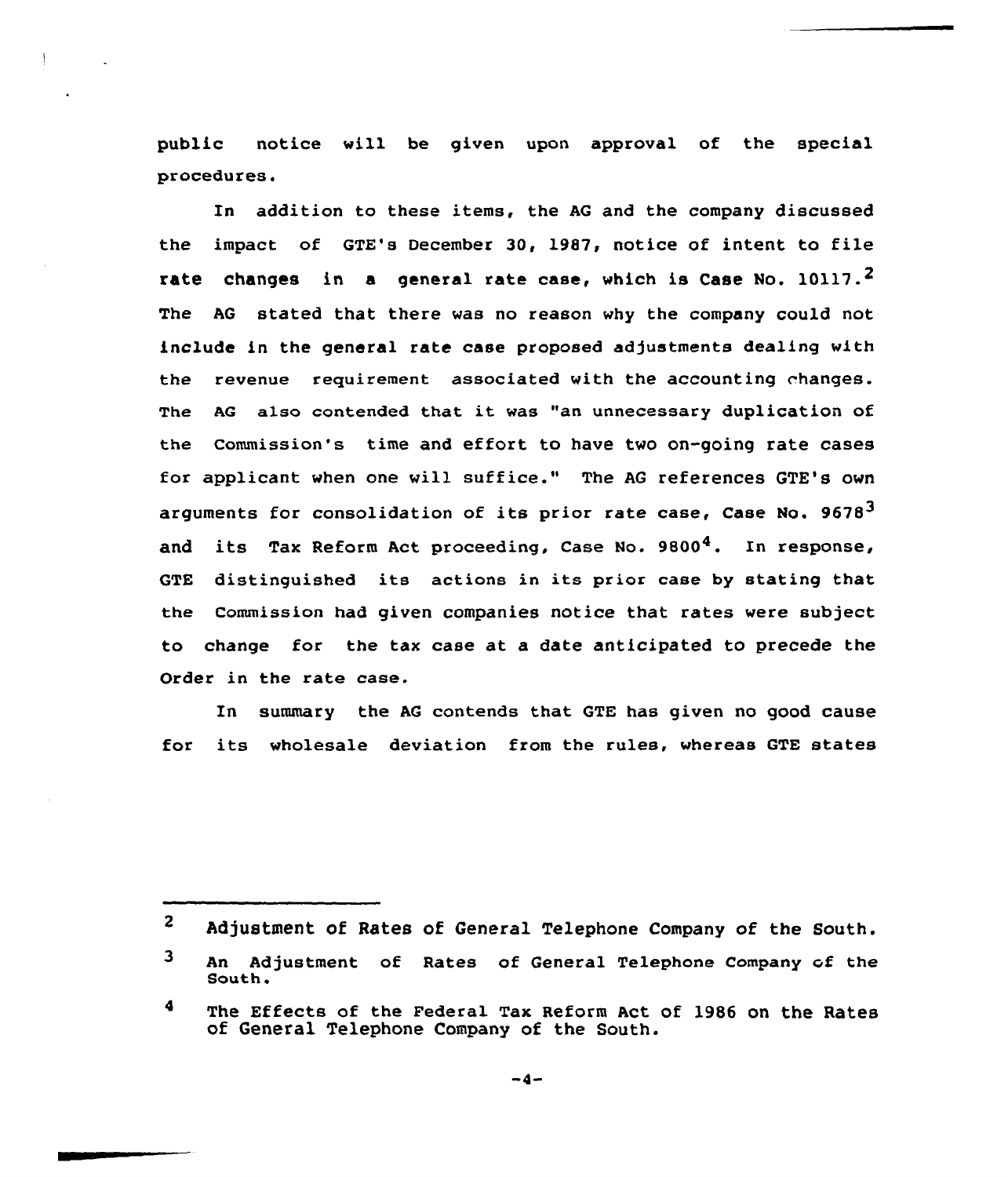public notice will be given upon approval of the special procedures.

In addition to these items, the AG and the company discussed the impact of GTE's December 30, 1987, notice of intent to file rate changes in a general rate case, which is Case No. 10117.[2] The AG stated that there was no reason why the company could not include in the general rate case proposed adjustments dealing with the revenue requirement associated with the accounting changes. The AG also contended that it was "an unnecessary duplication of the Commission's time and effort to have two on-going rate cases for applicant when one will suffice." The AG references GTE's own arguments for consolidation of its prior rate case, Case No. 9678[3] and its Tax Reform Act proceeding, Case No. 9800[4]. In response, GTE distinguished its actions in its prior case by stating that the Commission had given companies notice that rates were subject to change for the tax case at a date anticipated to precede the Order in the rate case.

In summary the AG contends that GTE has given no good cause for its wholesale deviation from the rules, whereas GTE states

---

[2] Adjustment of Rates of General Telephone Company of the South.

[3] An Adjustment of Rates of General Telephone Company of the South.

[4] The Effects of the Federal Tax Reform Act of 1986 on the Rates of General Telephone Company of the South.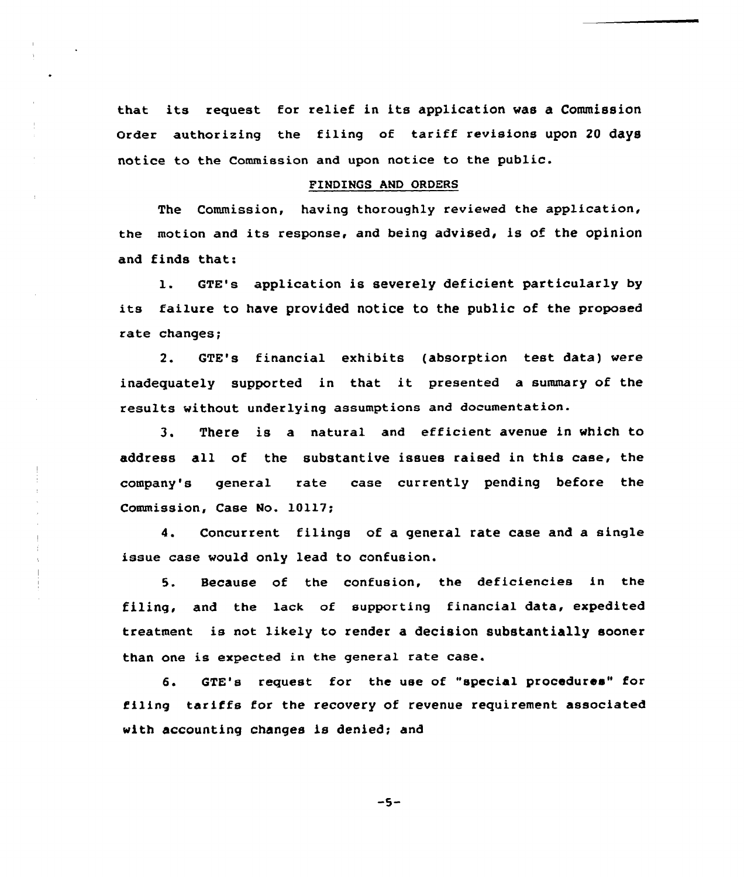that its request for relief in its application was a Commission Order authorizing the filing of tariff revisions upon 20 days notice to the Commission and upon notice to the public.

## FINDINGS AND ORDERS

The Commission, having thoroughly reviewed the application, the motion and its response, and being advised, is of the opinion and finds that:

1. GTE's application is severely deficient particularly by its failure to have provided notice to the public of the proposed rate changes;

2. GTE's financial exhibits (absorption test data) were inadequately supported in that it presented a summary of the results without underlying assumptions and documentation.

3. There is a natural and efficient avenue in which to address all of the substantive issues raised in this case, the company's general rate case currently pending before the Commission, Case No. 10117;

4. Concurrent filings of a general rate case and a single issue case would only lead to confusion.

5. Because of the confusion, the deficiencies in the filing, and the lack of supporting financial data, expedited treatment is not likely to render a decision substantially sooner than one is expected in the general rate case.

6. GTE's request for the use of "special procedures" for filing tariffs for the recovery of revenue requirement associated with accounting changes is denied; and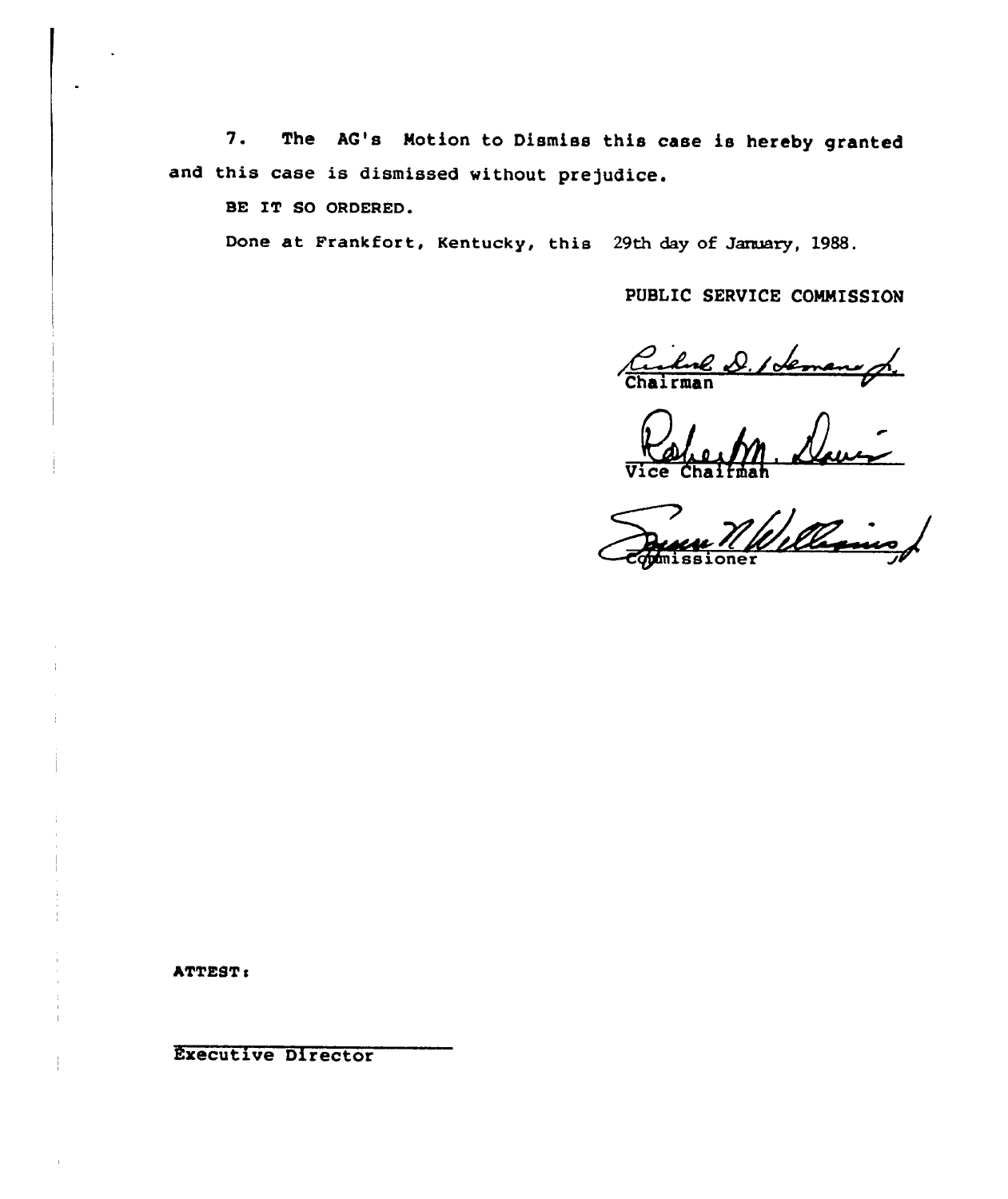7. The AG's Motion to Dismiss this case is hereby granted and this case is dismissed without prejudice.

BE IT SO ORDERED.

Done at Frankfort, Kentucky, this 29th day of January, 1988.

PUBLIC SERVICE COMMISSION

Chairman

Vice Chairman

Commissioner

ATTEST:

Executive Director